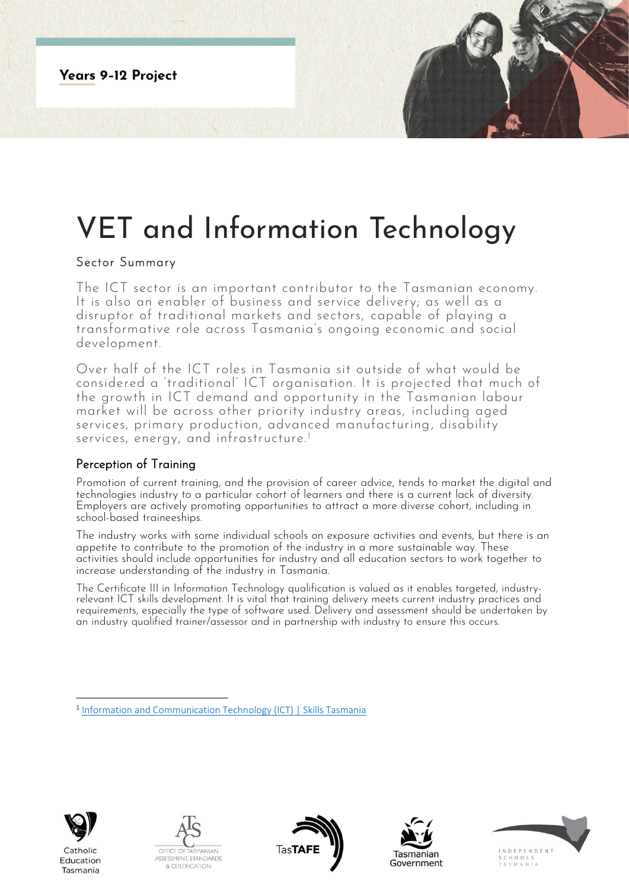Years 9-12 Project

# VET and Information Technology

## Sector Summary

The ICT sector is an important contributor to the Tasmanian economy. It is also an enabler of business and service delivery; as well as a disruptor of traditional markets and sectors, capable of playing a transformative role across Tasmania's ongoing economic and social development.

Over half of the ICT roles in Tasmania sit outside of what would be considered a 'traditional' ICT organisation. It is projected that much of the growth in ICT demand and opportunity in the Tasmanian labour market will be across other priority industry areas, including aged services, primary production, advanced manufacturing, disability services, energy, and infrastructure.[1]

### Perception of Training

Promotion of current training, and the provision of career advice, tends to market the digital and technologies industry to a particular cohort of learners and there is a current lack of diversity. Employers are actively promoting opportunities to attract a more diverse cohort, including in school-based traineeships.

The industry works with some individual schools on exposure activities and events, but there is an appetite to contribute to the promotion of the industry in a more sustainable way. These activities should include opportunities for industry and all education sectors to work together to increase understanding of the industry in Tasmania.

The Certificate III in Information Technology qualification is valued as it enables targeted, industry-relevant ICT skills development. It is vital that training delivery meets current industry practices and requirements, especially the type of software used. Delivery and assessment should be undertaken by an industry qualified trainer/assessor and in partnership with industry to ensure this occurs.

[1] Information and Communication Technology (ICT) | Skills Tasmania

Catholic Education Tasmania · Office of Tasmanian Assessment, Standards & Certification · TasTAFE · Tasmanian Government · Independent Schools Tasmania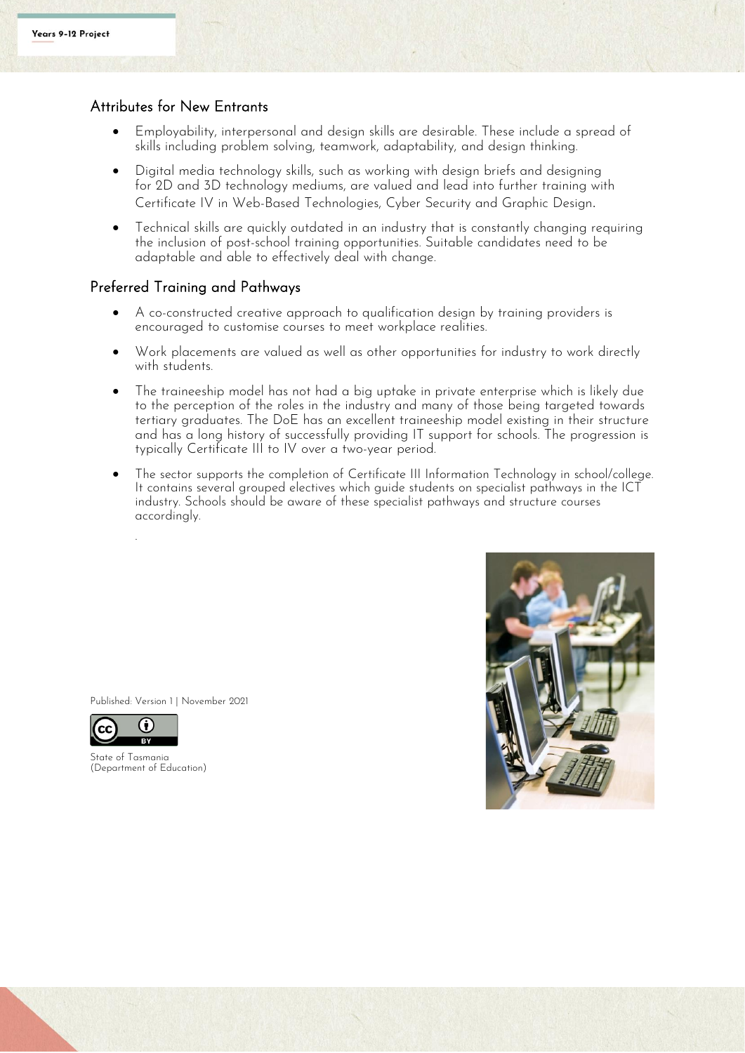## Attributes for New Entrants

- Employability, interpersonal and design skills are desirable. These include a spread of skills including problem solving, teamwork, adaptability, and design thinking.
- Digital media technology skills, such as working with design briefs and designing for 2D and 3D technology mediums, are valued and lead into further training with Certificate IV in Web-Based Technologies, Cyber Security and Graphic Design.
- Technical skills are quickly outdated in an industry that is constantly changing requiring the inclusion of post-school training opportunities. Suitable candidates need to be adaptable and able to effectively deal with change.

## Preferred Training and Pathways

- A co-constructed creative approach to qualification design by training providers is encouraged to customise courses to meet workplace realities.
- Work placements are valued as well as other opportunities for industry to work directly with students.
- The traineeship model has not had a big uptake in private enterprise which is likely due to the perception of the roles in the industry and many of those being targeted towards tertiary graduates. The DoE has an excellent traineeship model existing in their structure and has a long history of successfully providing IT support for schools. The progression is typically Certificate III to IV over a two-year period.
- The sector supports the completion of Certificate III Information Technology in school/college. It contains several grouped electives which guide students on specialist pathways in the ICT industry. Schools should be aware of these specialist pathways and structure courses accordingly.

Published: Version 1 | November 2021

State of Tasmania
(Department of Education)